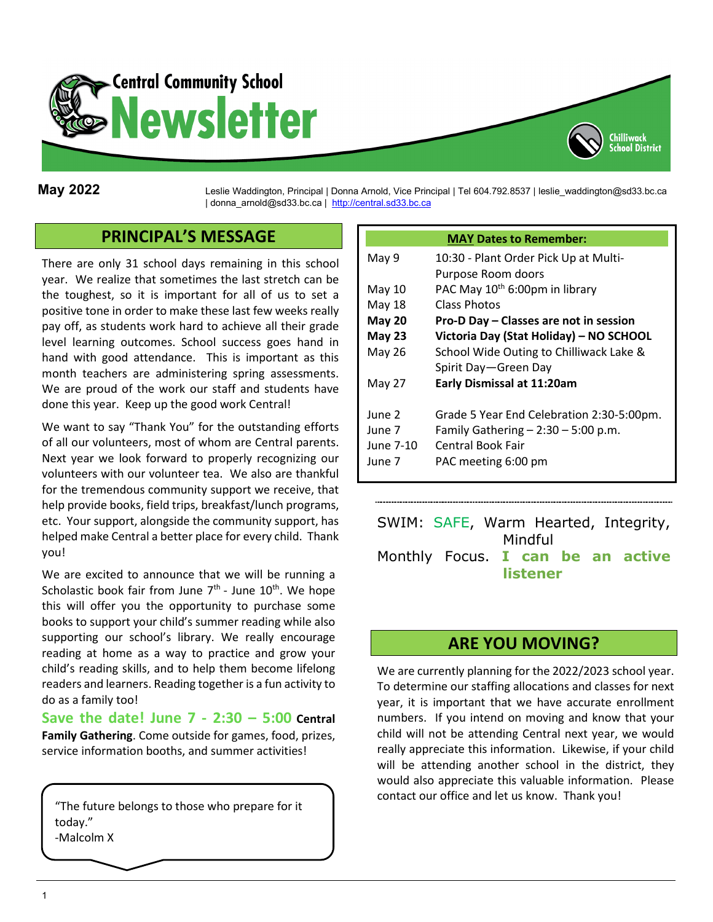# Central Community School Newsletter

Chilliwack School District

**May 2022**

Leslie Waddington, Principal | Donna Arnold, Vice Principal | Tel 604.792.8537 | leslie_waddington@sd33.bc.ca | donna_arnold@sd33.bc.ca | http://central.sd33.bc.ca

## PRINCIPAL'S MESSAGE

There are only 31 school days remaining in this school year. We realize that sometimes the last stretch can be the toughest, so it is important for all of us to set a positive tone in order to make these last few weeks really pay off, as students work hard to achieve all their grade level learning outcomes. School success goes hand in hand with good attendance. This is important as this month teachers are administering spring assessments. We are proud of the work our staff and students have done this year. Keep up the good work Central!

We want to say "Thank You" for the outstanding efforts of all our volunteers, most of whom are Central parents. Next year we look forward to properly recognizing our volunteers with our volunteer tea. We also are thankful for the tremendous community support we receive, that help provide books, field trips, breakfast/lunch programs, etc. Your support, alongside the community support, has helped make Central a better place for every child. Thank you!

We are excited to announce that we will be running a Scholastic book fair from June 7th - June 10th. We hope this will offer you the opportunity to purchase some books to support your child's summer reading while also supporting our school's library. We really encourage reading at home as a way to practice and grow your child's reading skills, and to help them become lifelong readers and learners. Reading together is a fun activity to do as a family too!

**Save the date! June 7 - 2:30 – 5:00 Central Family Gathering**. Come outside for games, food, prizes, service information booths, and summer activities!

> "The future belongs to those who prepare for it today."
> -Malcolm X

## MAY Dates to Remember:

| | |
|---|---|
| May 9 | 10:30 - Plant Order Pick Up at Multi-Purpose Room doors |
| May 10 | PAC May 10th 6:00pm in library |
| May 18 | Class Photos |
| **May 20** | **Pro-D Day – Classes are not in session** |
| **May 23** | **Victoria Day (Stat Holiday) – NO SCHOOL** |
| May 26 | School Wide Outing to Chilliwack Lake & Spirit Day—Green Day |
| May 27 | **Early Dismissal at 11:20am** |
| June 2 | Grade 5 Year End Celebration 2:30-5:00pm. |
| June 7 | Family Gathering – 2:30 – 5:00 p.m. |
| June 7-10 | Central Book Fair |
| June 7 | PAC meeting 6:00 pm |

SWIM: SAFE, Warm Hearted, Integrity, Mindful

Monthly Focus. **I can be an active listener**

## ARE YOU MOVING?

We are currently planning for the 2022/2023 school year. To determine our staffing allocations and classes for next year, it is important that we have accurate enrollment numbers. If you intend on moving and know that your child will not be attending Central next year, we would really appreciate this information. Likewise, if your child will be attending another school in the district, they would also appreciate this valuable information. Please contact our office and let us know. Thank you!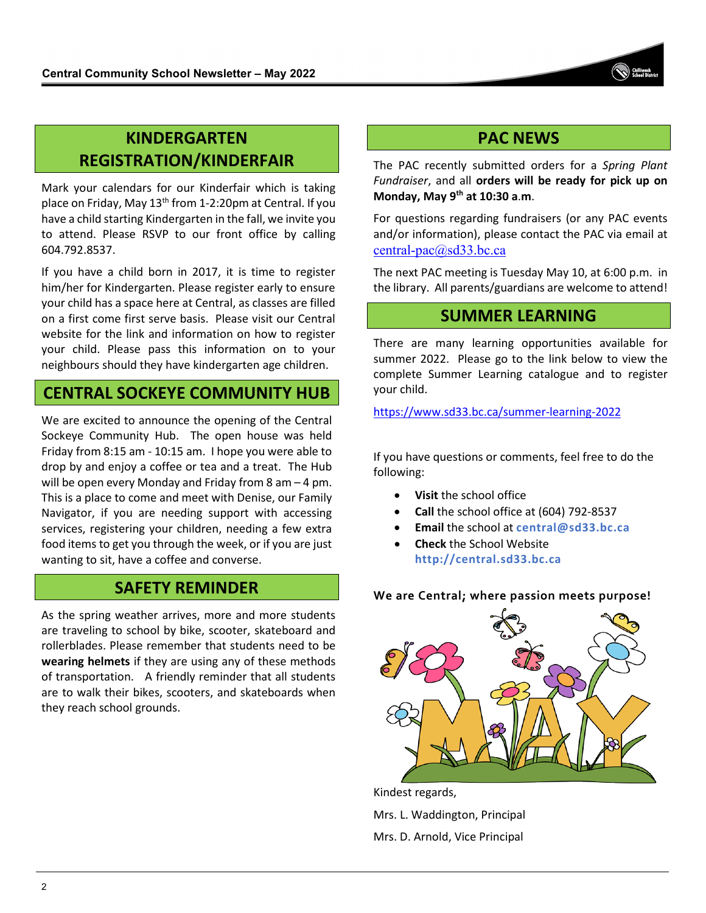## KINDERGARTEN REGISTRATION/KINDERFAIR

Mark your calendars for our Kinderfair which is taking place on Friday, May 13th from 1-2:20pm at Central. If you have a child starting Kindergarten in the fall, we invite you to attend. Please RSVP to our front office by calling 604.792.8537.

If you have a child born in 2017, it is time to register him/her for Kindergarten. Please register early to ensure your child has a space here at Central, as classes are filled on a first come first serve basis. Please visit our Central website for the link and information on how to register your child. Please pass this information on to your neighbours should they have kindergarten age children.

## CENTRAL SOCKEYE COMMUNITY HUB

We are excited to announce the opening of the Central Sockeye Community Hub. The open house was held Friday from 8:15 am - 10:15 am. I hope you were able to drop by and enjoy a coffee or tea and a treat. The Hub will be open every Monday and Friday from 8 am – 4 pm. This is a place to come and meet with Denise, our Family Navigator, if you are needing support with accessing services, registering your children, needing a few extra food items to get you through the week, or if you are just wanting to sit, have a coffee and converse.

## SAFETY REMINDER

As the spring weather arrives, more and more students are traveling to school by bike, scooter, skateboard and rollerblades. Please remember that students need to be **wearing helmets** if they are using any of these methods of transportation. A friendly reminder that all students are to walk their bikes, scooters, and skateboards when they reach school grounds.

## PAC NEWS

The PAC recently submitted orders for a *Spring Plant Fundraiser*, and all **orders will be ready for pick up on Monday, May 9th at 10:30 a.m**.

For questions regarding fundraisers (or any PAC events and/or information), please contact the PAC via email at central-pac@sd33.bc.ca

The next PAC meeting is Tuesday May 10, at 6:00 p.m. in the library. All parents/guardians are welcome to attend!

## SUMMER LEARNING

There are many learning opportunities available for summer 2022. Please go to the link below to view the complete Summer Learning catalogue and to register your child.

https://www.sd33.bc.ca/summer-learning-2022

If you have questions or comments, feel free to do the following:

- **Visit** the school office
- **Call** the school office at (604) 792-8537
- **Email** the school at **central@sd33.bc.ca**
- **Check** the School Website **http://central.sd33.bc.ca**

**We are Central; where passion meets purpose!**

Kindest regards,

Mrs. L. Waddington, Principal

Mrs. D. Arnold, Vice Principal